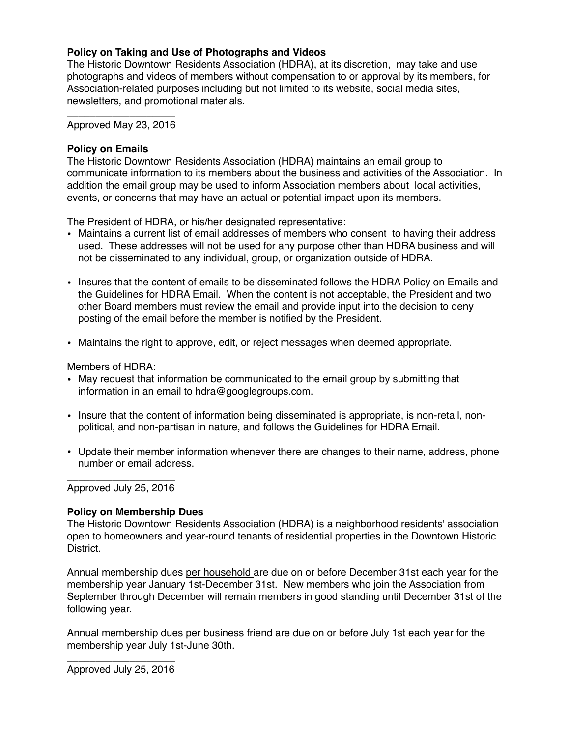**Policy on Taking and Use of Photographs and Videos**

The Historic Downtown Residents Association (HDRA), at its discretion, may take and use photographs and videos of members without compensation to or approval by its members, for Association-related purposes including but not limited to its website, social media sites, newsletters, and promotional materials.

\_\_\_\_\_\_\_\_\_\_\_\_\_\_\_\_\_\_\_\_

Approved May 23, 2016

**Policy on Emails**

The Historic Downtown Residents Association (HDRA) maintains an email group to communicate information to its members about the business and activities of the Association. In addition the email group may be used to inform Association members about local activities, events, or concerns that may have an actual or potential impact upon its members.

The President of HDRA, or his/her designated representative:

- Maintains a current list of email addresses of members who consent to having their address used. These addresses will not be used for any purpose other than HDRA business and will not be disseminated to any individual, group, or organization outside of HDRA.
- Insures that the content of emails to be disseminated follows the HDRA Policy on Emails and the Guidelines for HDRA Email. When the content is not acceptable, the President and two other Board members must review the email and provide input into the decision to deny posting of the email before the member is notified by the President.
- Maintains the right to approve, edit, or reject messages when deemed appropriate.

Members of HDRA:

- May request that information be communicated to the email group by submitting that information in an email to hdra@googlegroups.com.
- Insure that the content of information being disseminated is appropriate, is non-retail, non-political, and non-partisan in nature, and follows the Guidelines for HDRA Email.
- Update their member information whenever there are changes to their name, address, phone number or email address.

\_\_\_\_\_\_\_\_\_\_\_\_\_\_\_\_\_\_\_\_

Approved July 25, 2016

**Policy on Membership Dues**

The Historic Downtown Residents Association (HDRA) is a neighborhood residents' association open to homeowners and year-round tenants of residential properties in the Downtown Historic District.

Annual membership dues <u>per household</u> are due on or before December 31st each year for the membership year January 1st-December 31st. New members who join the Association from September through December will remain members in good standing until December 31st of the following year.

Annual membership dues <u>per business friend</u> are due on or before July 1st each year for the membership year July 1st-June 30th.

\_\_\_\_\_\_\_\_\_\_\_\_\_\_\_\_\_\_\_\_

Approved July 25, 2016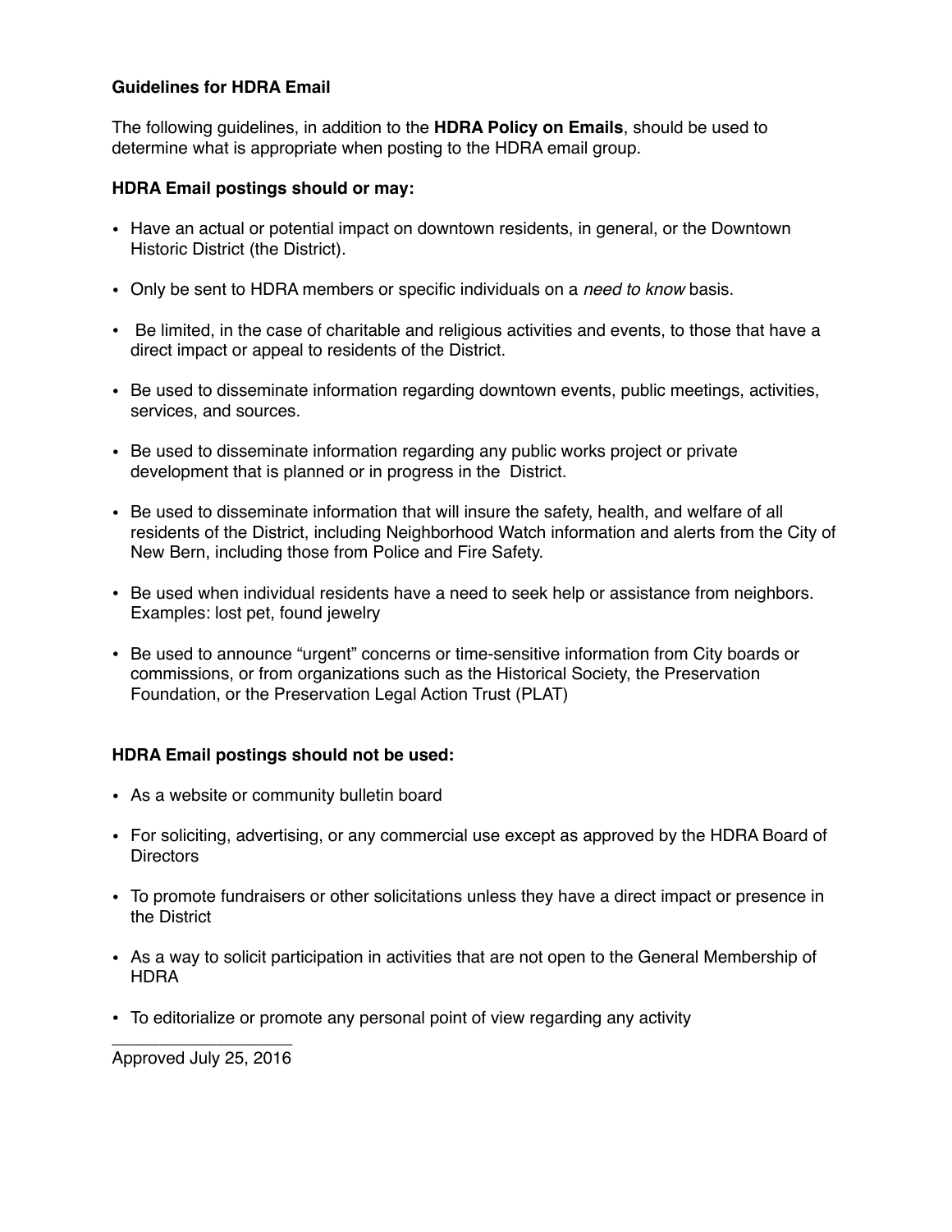**Guidelines for HDRA Email**

The following guidelines, in addition to the **HDRA Policy on Emails**, should be used to determine what is appropriate when posting to the HDRA email group.

**HDRA Email postings should or may:**

- Have an actual or potential impact on downtown residents, in general, or the Downtown Historic District (the District).
- Only be sent to HDRA members or specific individuals on a *need to know* basis.
- Be limited, in the case of charitable and religious activities and events, to those that have a direct impact or appeal to residents of the District.
- Be used to disseminate information regarding downtown events, public meetings, activities, services, and sources.
- Be used to disseminate information regarding any public works project or private development that is planned or in progress in the District.
- Be used to disseminate information that will insure the safety, health, and welfare of all residents of the District, including Neighborhood Watch information and alerts from the City of New Bern, including those from Police and Fire Safety.
- Be used when individual residents have a need to seek help or assistance from neighbors. Examples: lost pet, found jewelry
- Be used to announce "urgent" concerns or time-sensitive information from City boards or commissions, or from organizations such as the Historical Society, the Preservation Foundation, or the Preservation Legal Action Trust (PLAT)

**HDRA Email postings should not be used:**

- As a website or community bulletin board
- For soliciting, advertising, or any commercial use except as approved by the HDRA Board of Directors
- To promote fundraisers or other solicitations unless they have a direct impact or presence in the District
- As a way to solicit participation in activities that are not open to the General Membership of HDRA
- To editorialize or promote any personal point of view regarding any activity

___________________

Approved July 25, 2016